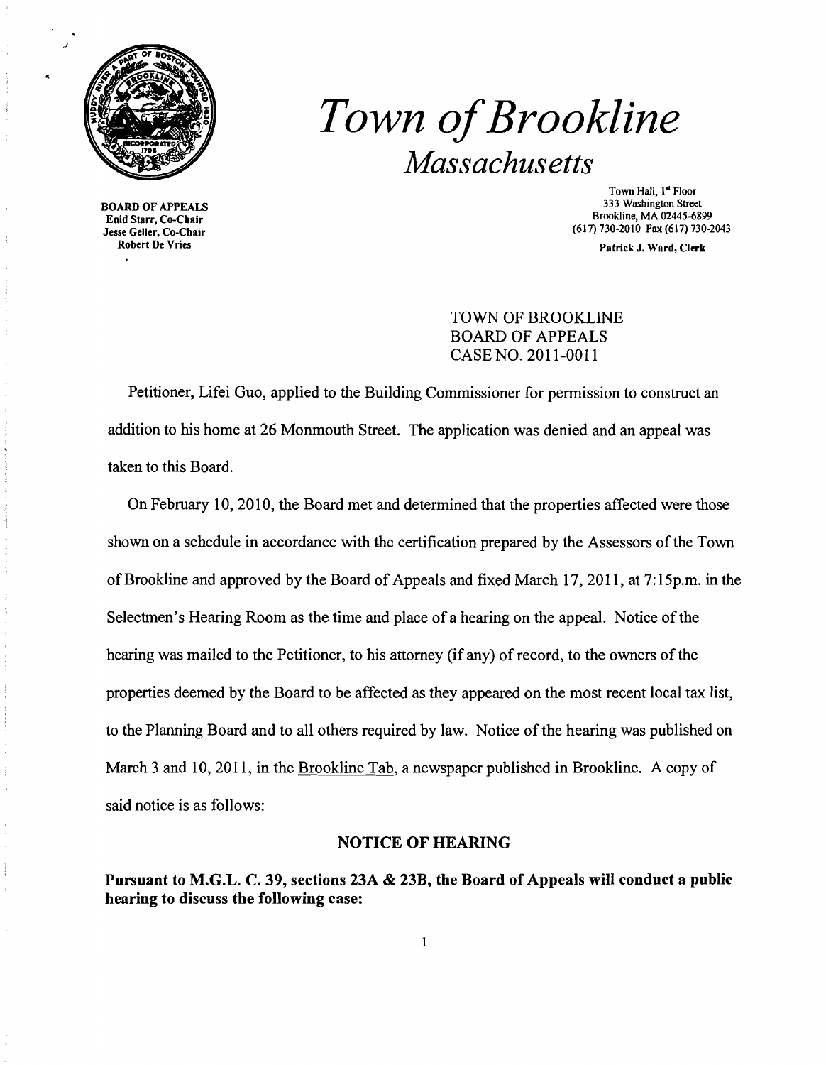# *Town of Brookline*

## *Massachusetts*

**BOARD OF APPEALS**
**Enid Starr, Co-Chair**
**Jesse Geller, Co-Chair**
**Robert De Vries**

Town Hall, 1st Floor
333 Washington Street
Brookline, MA 02445-6899
(617) 730-2010 Fax (617) 730-2043

**Patrick J. Ward, Clerk**

TOWN OF BROOKLINE
BOARD OF APPEALS
CASE NO. 2011-0011

Petitioner, Lifei Guo, applied to the Building Commissioner for permission to construct an addition to his home at 26 Monmouth Street. The application was denied and an appeal was taken to this Board.

On February 10, 2010, the Board met and determined that the properties affected were those shown on a schedule in accordance with the certification prepared by the Assessors of the Town of Brookline and approved by the Board of Appeals and fixed March 17, 2011, at 7:15p.m. in the Selectmen's Hearing Room as the time and place of a hearing on the appeal. Notice of the hearing was mailed to the Petitioner, to his attorney (if any) of record, to the owners of the properties deemed by the Board to be affected as they appeared on the most recent local tax list, to the Planning Board and to all others required by law. Notice of the hearing was published on March 3 and 10, 2011, in the Brookline Tab, a newspaper published in Brookline. A copy of said notice is as follows:

**NOTICE OF HEARING**

**Pursuant to M.G.L. C. 39, sections 23A & 23B, the Board of Appeals will conduct a public hearing to discuss the following case:**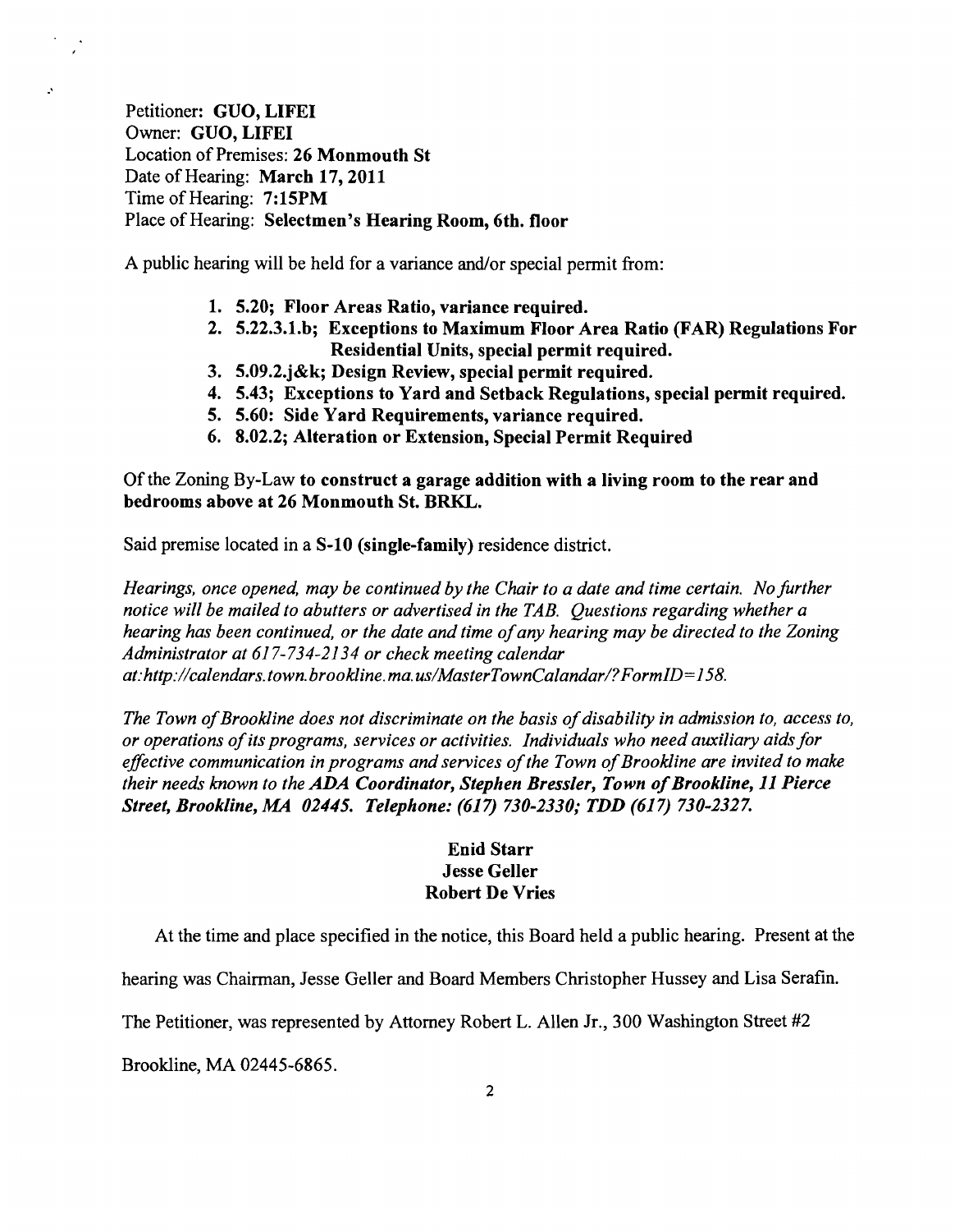Petitioner: **GUO, LIFEI**
Owner: **GUO, LIFEI**
Location of Premises: **26 Monmouth St**
Date of Hearing: **March 17, 2011**
Time of Hearing: **7:15PM**
Place of Hearing: **Selectmen's Hearing Room, 6th. floor**

A public hearing will be held for a variance and/or special permit from:

1. **5.20; Floor Areas Ratio, variance required.**
2. **5.22.3.1.b; Exceptions to Maximum Floor Area Ratio (FAR) Regulations For Residential Units, special permit required.**
3. **5.09.2.j&k; Design Review, special permit required.**
4. **5.43; Exceptions to Yard and Setback Regulations, special permit required.**
5. **5.60: Side Yard Requirements, variance required.**
6. **8.02.2; Alteration or Extension, Special Permit Required**

Of the Zoning By-Law **to construct a garage addition with a living room to the rear and bedrooms above at 26 Monmouth St. BRKL.**

Said premise located in a **S-10 (single-family)** residence district.

*Hearings, once opened, may be continued by the Chair to a date and time certain. No further notice will be mailed to abutters or advertised in the TAB. Questions regarding whether a hearing has been continued, or the date and time of any hearing may be directed to the Zoning Administrator at 617-734-2134 or check meeting calendar at:http://calendars.town.brookline.ma.us/MasterTownCalandar/?FormID=158.*

*The Town of Brookline does not discriminate on the basis of disability in admission to, access to, or operations of its programs, services or activities. Individuals who need auxiliary aids for effective communication in programs and services of the Town of Brookline are invited to make their needs known to the* ***ADA Coordinator, Stephen Bressler, Town of Brookline, 11 Pierce Street, Brookline, MA 02445. Telephone: (617) 730-2330; TDD (617) 730-2327.***

**Enid Starr**
**Jesse Geller**
**Robert De Vries**

At the time and place specified in the notice, this Board held a public hearing. Present at the hearing was Chairman, Jesse Geller and Board Members Christopher Hussey and Lisa Serafin. The Petitioner, was represented by Attorney Robert L. Allen Jr., 300 Washington Street #2 Brookline, MA 02445-6865.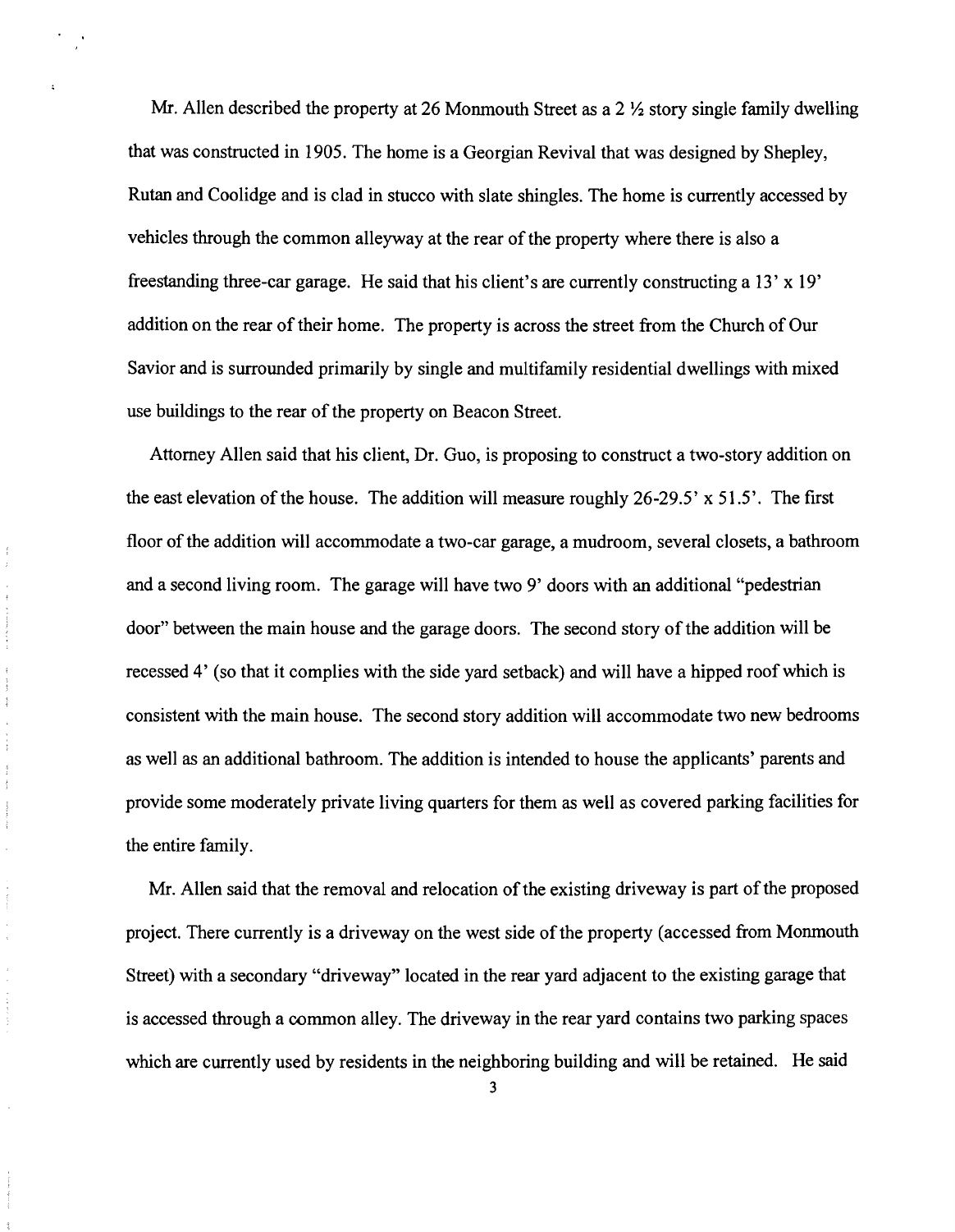Mr. Allen described the property at 26 Monmouth Street as a 2 ½ story single family dwelling that was constructed in 1905. The home is a Georgian Revival that was designed by Shepley, Rutan and Coolidge and is clad in stucco with slate shingles. The home is currently accessed by vehicles through the common alleyway at the rear of the property where there is also a freestanding three-car garage. He said that his client's are currently constructing a 13' x 19' addition on the rear of their home. The property is across the street from the Church of Our Savior and is surrounded primarily by single and multifamily residential dwellings with mixed use buildings to the rear of the property on Beacon Street.

Attorney Allen said that his client, Dr. Guo, is proposing to construct a two-story addition on the east elevation of the house. The addition will measure roughly 26-29.5' x 51.5'. The first floor of the addition will accommodate a two-car garage, a mudroom, several closets, a bathroom and a second living room. The garage will have two 9' doors with an additional "pedestrian door" between the main house and the garage doors. The second story of the addition will be recessed 4' (so that it complies with the side yard setback) and will have a hipped roof which is consistent with the main house. The second story addition will accommodate two new bedrooms as well as an additional bathroom. The addition is intended to house the applicants' parents and provide some moderately private living quarters for them as well as covered parking facilities for the entire family.

Mr. Allen said that the removal and relocation of the existing driveway is part of the proposed project. There currently is a driveway on the west side of the property (accessed from Monmouth Street) with a secondary "driveway" located in the rear yard adjacent to the existing garage that is accessed through a common alley. The driveway in the rear yard contains two parking spaces which are currently used by residents in the neighboring building and will be retained. He said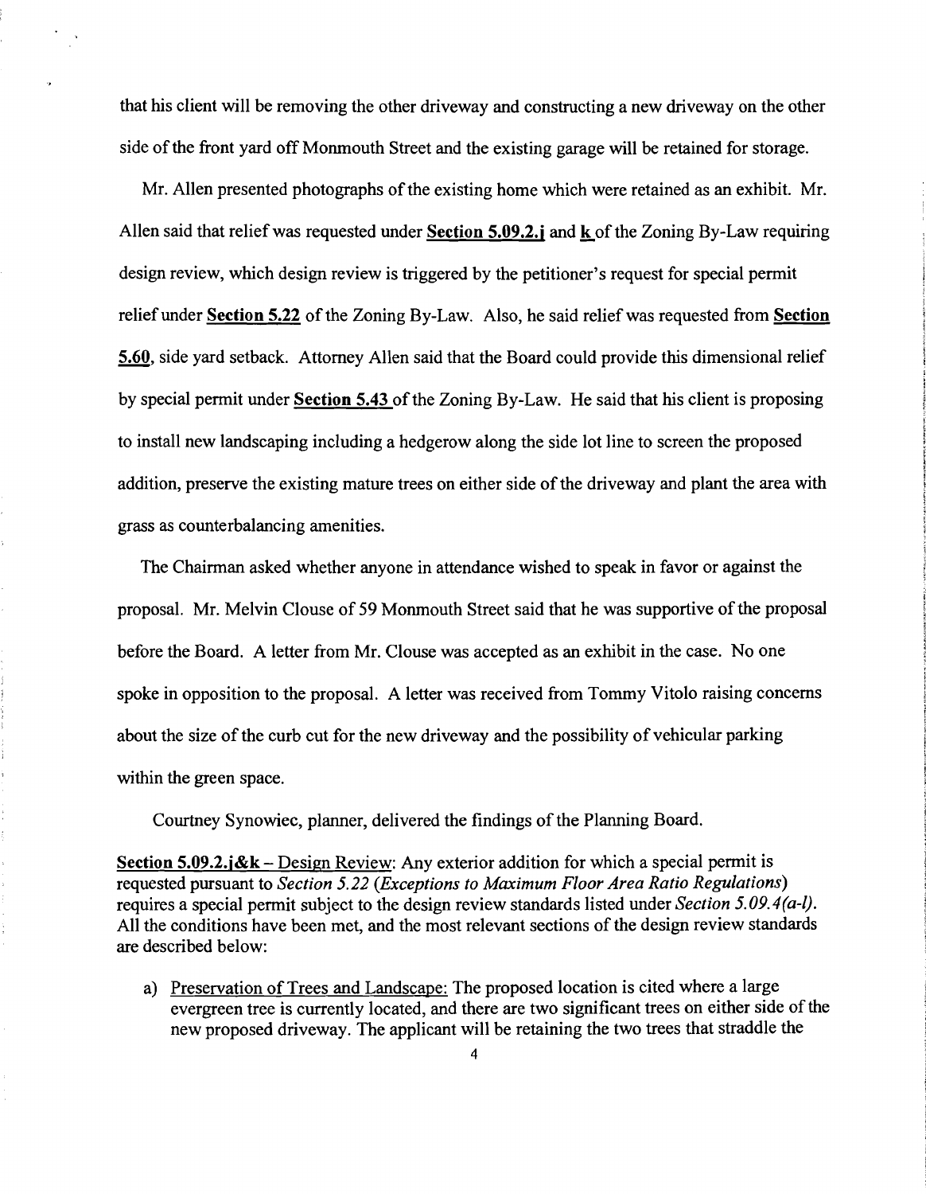that his client will be removing the other driveway and constructing a new driveway on the other side of the front yard off Monmouth Street and the existing garage will be retained for storage.

Mr. Allen presented photographs of the existing home which were retained as an exhibit. Mr. Allen said that relief was requested under **Section 5.09.2.j** and **k** of the Zoning By-Law requiring design review, which design review is triggered by the petitioner's request for special permit relief under **Section 5.22** of the Zoning By-Law. Also, he said relief was requested from **Section 5.60**, side yard setback. Attorney Allen said that the Board could provide this dimensional relief by special permit under **Section 5.43** of the Zoning By-Law. He said that his client is proposing to install new landscaping including a hedgerow along the side lot line to screen the proposed addition, preserve the existing mature trees on either side of the driveway and plant the area with grass as counterbalancing amenities.

The Chairman asked whether anyone in attendance wished to speak in favor or against the proposal. Mr. Melvin Clouse of 59 Monmouth Street said that he was supportive of the proposal before the Board. A letter from Mr. Clouse was accepted as an exhibit in the case. No one spoke in opposition to the proposal. A letter was received from Tommy Vitolo raising concerns about the size of the curb cut for the new driveway and the possibility of vehicular parking within the green space.

Courtney Synowiec, planner, delivered the findings of the Planning Board.

**Section 5.09.2.j&k** – Design Review: Any exterior addition for which a special permit is requested pursuant to *Section 5.22 (Exceptions to Maximum Floor Area Ratio Regulations)* requires a special permit subject to the design review standards listed under *Section 5.09.4(a-l)*. All the conditions have been met, and the most relevant sections of the design review standards are described below:

a) Preservation of Trees and Landscape: The proposed location is cited where a large evergreen tree is currently located, and there are two significant trees on either side of the new proposed driveway. The applicant will be retaining the two trees that straddle the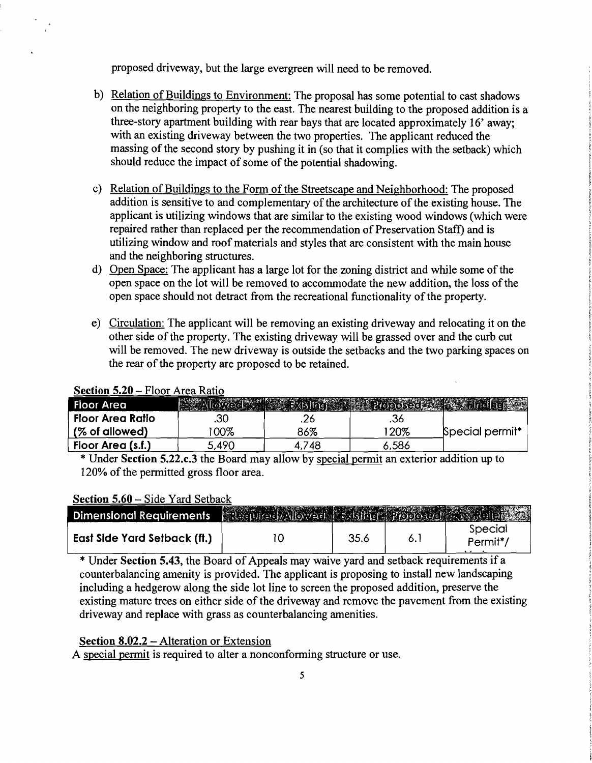proposed driveway, but the large evergreen will need to be removed.

b) Relation of Buildings to Environment: The proposal has some potential to cast shadows on the neighboring property to the east. The nearest building to the proposed addition is a three-story apartment building with rear bays that are located approximately 16' away; with an existing driveway between the two properties. The applicant reduced the massing of the second story by pushing it in (so that it complies with the setback) which should reduce the impact of some of the potential shadowing.

c) Relation of Buildings to the Form of the Streetscape and Neighborhood: The proposed addition is sensitive to and complementary of the architecture of the existing house. The applicant is utilizing windows that are similar to the existing wood windows (which were repaired rather than replaced per the recommendation of Preservation Staff) and is utilizing window and roof materials and styles that are consistent with the main house and the neighboring structures.

d) Open Space: The applicant has a large lot for the zoning district and while some of the open space on the lot will be removed to accommodate the new addition, the loss of the open space should not detract from the recreational functionality of the property.

e) Circulation: The applicant will be removing an existing driveway and relocating it on the other side of the property. The existing driveway will be grassed over and the curb cut will be removed. The new driveway is outside the setbacks and the two parking spaces on the rear of the property are proposed to be retained.

**Section 5.20** – Floor Area Ratio

| Floor Area | Allowed | Existing | Proposed | Finding |
|---|---|---|---|---|
| Floor Area Ratio | .30 | .26 | .36 | Special permit* |
| (% of allowed) | 100% | 86% | 120% | |
| Floor Area (s.f.) | 5,490 | 4,748 | 6,586 | |

\* Under **Section 5.22.c.3** the Board may allow by special permit an exterior addition up to 120% of the permitted gross floor area.

**Section 5.60** – Side Yard Setback

| Dimensional Requirements | Required/Allowed | Existing | Proposed | Relief |
|---|---|---|---|---|
| East Side Yard Setback (ft.) | 10 | 35.6 | 6.1 | Special Permit*/ |

\* Under **Section 5.43**, the Board of Appeals may waive yard and setback requirements if a counterbalancing amenity is provided. The applicant is proposing to install new landscaping including a hedgerow along the side lot line to screen the proposed addition, preserve the existing mature trees on either side of the driveway and remove the pavement from the existing driveway and replace with grass as counterbalancing amenities.

**Section 8.02.2** – Alteration or Extension

A special permit is required to alter a nonconforming structure or use.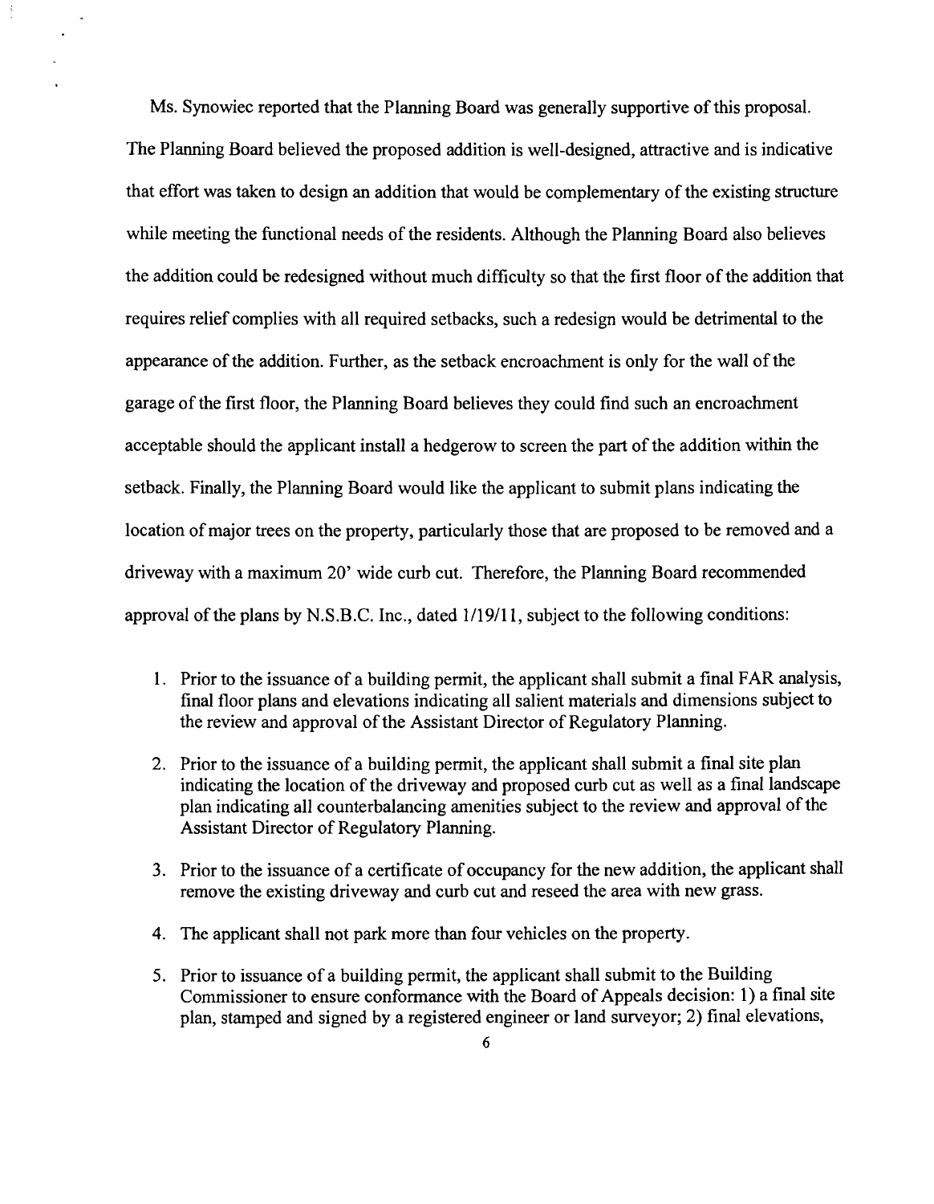Ms. Synowiec reported that the Planning Board was generally supportive of this proposal. The Planning Board believed the proposed addition is well-designed, attractive and is indicative that effort was taken to design an addition that would be complementary of the existing structure while meeting the functional needs of the residents. Although the Planning Board also believes the addition could be redesigned without much difficulty so that the first floor of the addition that requires relief complies with all required setbacks, such a redesign would be detrimental to the appearance of the addition. Further, as the setback encroachment is only for the wall of the garage of the first floor, the Planning Board believes they could find such an encroachment acceptable should the applicant install a hedgerow to screen the part of the addition within the setback. Finally, the Planning Board would like the applicant to submit plans indicating the location of major trees on the property, particularly those that are proposed to be removed and a driveway with a maximum 20' wide curb cut. Therefore, the Planning Board recommended approval of the plans by N.S.B.C. Inc., dated 1/19/11, subject to the following conditions:

1. Prior to the issuance of a building permit, the applicant shall submit a final FAR analysis, final floor plans and elevations indicating all salient materials and dimensions subject to the review and approval of the Assistant Director of Regulatory Planning.

2. Prior to the issuance of a building permit, the applicant shall submit a final site plan indicating the location of the driveway and proposed curb cut as well as a final landscape plan indicating all counterbalancing amenities subject to the review and approval of the Assistant Director of Regulatory Planning.

3. Prior to the issuance of a certificate of occupancy for the new addition, the applicant shall remove the existing driveway and curb cut and reseed the area with new grass.

4. The applicant shall not park more than four vehicles on the property.

5. Prior to issuance of a building permit, the applicant shall submit to the Building Commissioner to ensure conformance with the Board of Appeals decision: 1) a final site plan, stamped and signed by a registered engineer or land surveyor; 2) final elevations,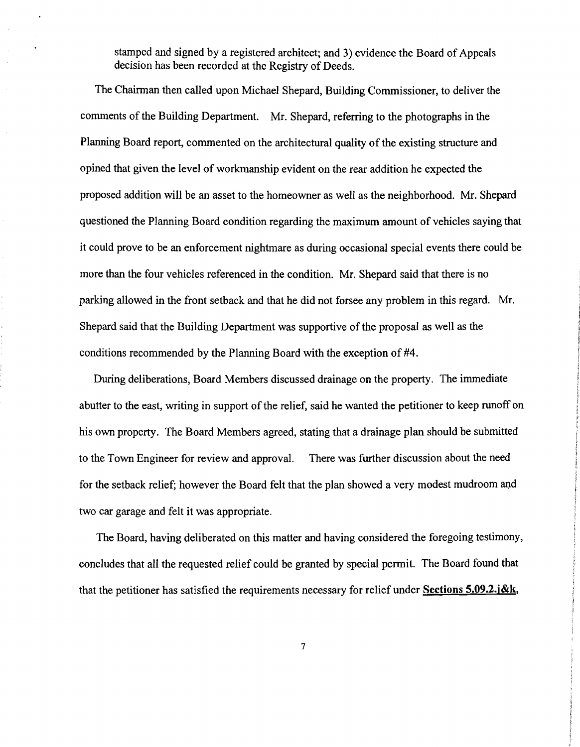stamped and signed by a registered architect; and 3) evidence the Board of Appeals decision has been recorded at the Registry of Deeds.

The Chairman then called upon Michael Shepard, Building Commissioner, to deliver the comments of the Building Department. Mr. Shepard, referring to the photographs in the Planning Board report, commented on the architectural quality of the existing structure and opined that given the level of workmanship evident on the rear addition he expected the proposed addition will be an asset to the homeowner as well as the neighborhood. Mr. Shepard questioned the Planning Board condition regarding the maximum amount of vehicles saying that it could prove to be an enforcement nightmare as during occasional special events there could be more than the four vehicles referenced in the condition. Mr. Shepard said that there is no parking allowed in the front setback and that he did not forsee any problem in this regard. Mr. Shepard said that the Building Department was supportive of the proposal as well as the conditions recommended by the Planning Board with the exception of #4.

During deliberations, Board Members discussed drainage on the property. The immediate abutter to the east, writing in support of the relief, said he wanted the petitioner to keep runoff on his own property. The Board Members agreed, stating that a drainage plan should be submitted to the Town Engineer for review and approval. There was further discussion about the need for the setback relief; however the Board felt that the plan showed a very modest mudroom and two car garage and felt it was appropriate.

The Board, having deliberated on this matter and having considered the foregoing testimony, concludes that all the requested relief could be granted by special permit. The Board found that that the petitioner has satisfied the requirements necessary for relief under **Sections 5.09.2.j&k,**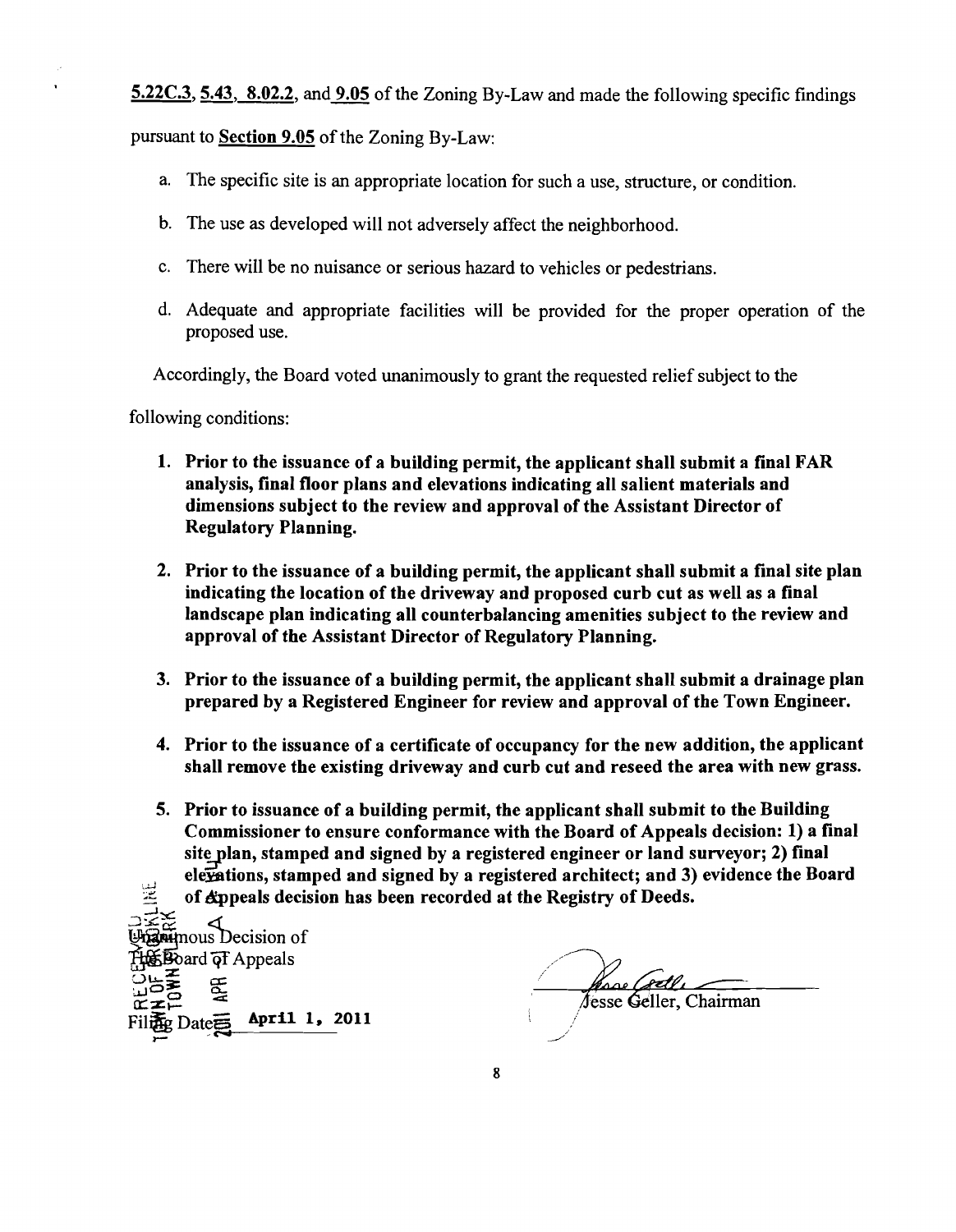**5.22C.3**, **5.43**, **8.02.2**, and **9.05** of the Zoning By-Law and made the following specific findings pursuant to **Section 9.05** of the Zoning By-Law:

a. The specific site is an appropriate location for such a use, structure, or condition.

b. The use as developed will not adversely affect the neighborhood.

c. There will be no nuisance or serious hazard to vehicles or pedestrians.

d. Adequate and appropriate facilities will be provided for the proper operation of the proposed use.

Accordingly, the Board voted unanimously to grant the requested relief subject to the following conditions:

1. **Prior to the issuance of a building permit, the applicant shall submit a final FAR analysis, final floor plans and elevations indicating all salient materials and dimensions subject to the review and approval of the Assistant Director of Regulatory Planning.**

2. **Prior to the issuance of a building permit, the applicant shall submit a final site plan indicating the location of the driveway and proposed curb cut as well as a final landscape plan indicating all counterbalancing amenities subject to the review and approval of the Assistant Director of Regulatory Planning.**

3. **Prior to the issuance of a building permit, the applicant shall submit a drainage plan prepared by a Registered Engineer for review and approval of the Town Engineer.**

4. **Prior to the issuance of a certificate of occupancy for the new addition, the applicant shall remove the existing driveway and curb cut and reseed the area with new grass.**

5. **Prior to issuance of a building permit, the applicant shall submit to the Building Commissioner to ensure conformance with the Board of Appeals decision: 1) a final site plan, stamped and signed by a registered engineer or land surveyor; 2) final elevations, stamped and signed by a registered architect; and 3) evidence the Board of Appeals decision has been recorded at the Registry of Deeds.**

Unanimous Decision of
The Board of Appeals

Filing Date: **April 1, 2011**

Jesse Geller, Chairman

RECEIVED
TOWN OF BROOKLINE
TOWN CLERK
2011 APR -1 A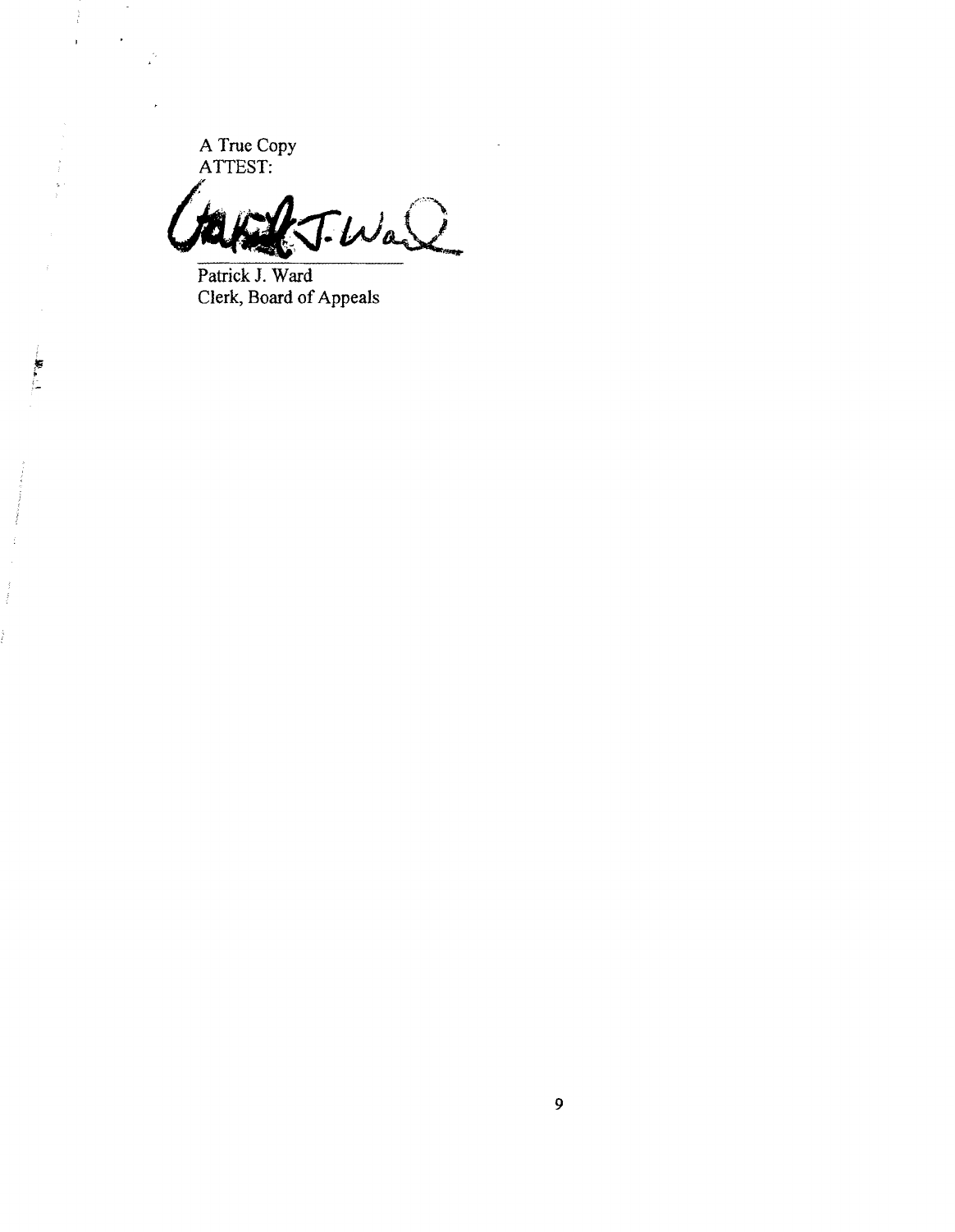A True Copy
ATTEST:

Patrick J. Ward
Clerk, Board of Appeals